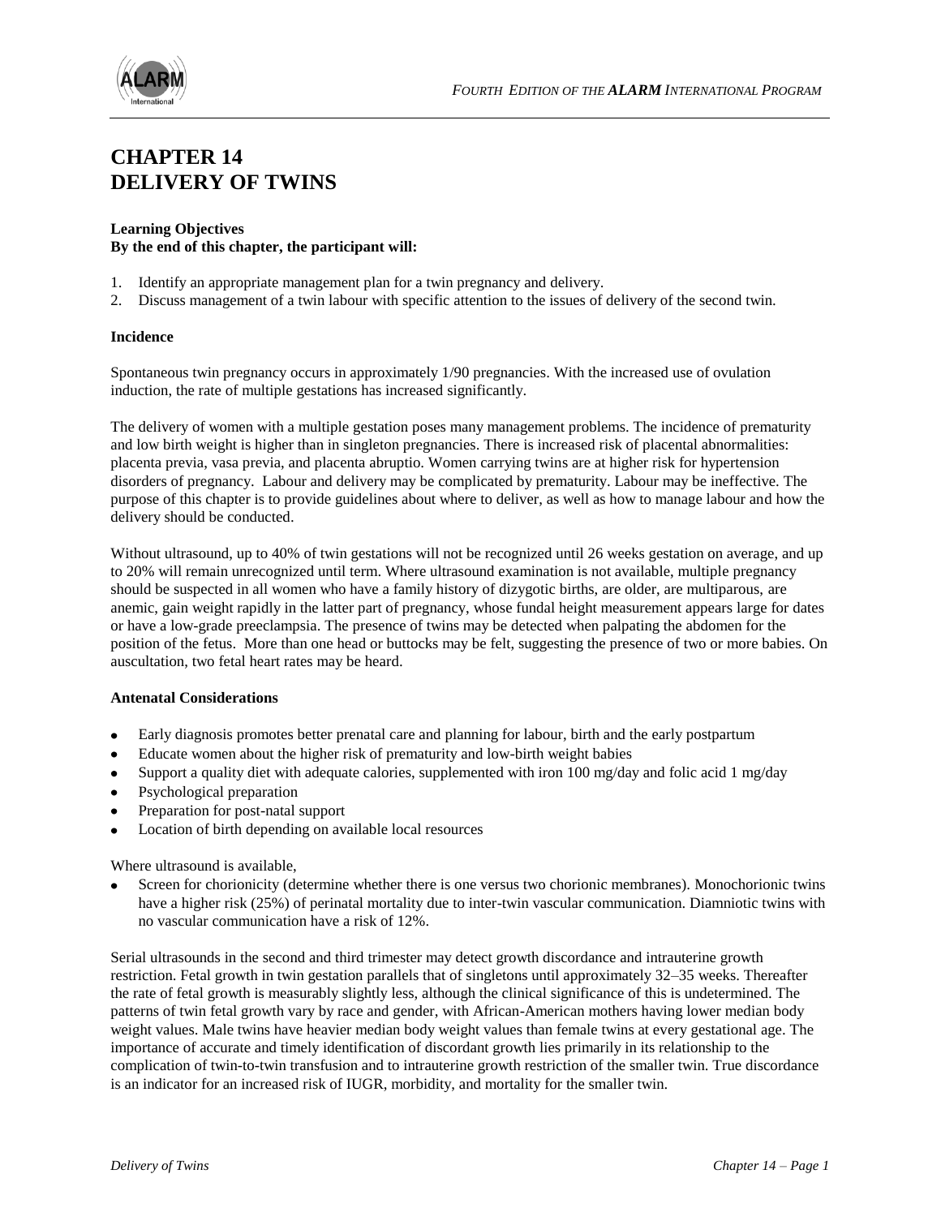# CHAPTER 14
# DELIVERY OF TWINS

**Learning Objectives**
**By the end of this chapter, the participant will:**

1. Identify an appropriate management plan for a twin pregnancy and delivery.
2. Discuss management of a twin labour with specific attention to the issues of delivery of the second twin.

**Incidence**

Spontaneous twin pregnancy occurs in approximately 1/90 pregnancies. With the increased use of ovulation induction, the rate of multiple gestations has increased significantly.

The delivery of women with a multiple gestation poses many management problems. The incidence of prematurity and low birth weight is higher than in singleton pregnancies. There is increased risk of placental abnormalities: placenta previa, vasa previa, and placenta abruptio. Women carrying twins are at higher risk for hypertension disorders of pregnancy. Labour and delivery may be complicated by prematurity. Labour may be ineffective. The purpose of this chapter is to provide guidelines about where to deliver, as well as how to manage labour and how the delivery should be conducted.

Without ultrasound, up to 40% of twin gestations will not be recognized until 26 weeks gestation on average, and up to 20% will remain unrecognized until term. Where ultrasound examination is not available, multiple pregnancy should be suspected in all women who have a family history of dizygotic births, are older, are multiparous, are anemic, gain weight rapidly in the latter part of pregnancy, whose fundal height measurement appears large for dates or have a low-grade preeclampsia. The presence of twins may be detected when palpating the abdomen for the position of the fetus. More than one head or buttocks may be felt, suggesting the presence of two or more babies. On auscultation, two fetal heart rates may be heard.

**Antenatal Considerations**

- Early diagnosis promotes better prenatal care and planning for labour, birth and the early postpartum
- Educate women about the higher risk of prematurity and low-birth weight babies
- Support a quality diet with adequate calories, supplemented with iron 100 mg/day and folic acid 1 mg/day
- Psychological preparation
- Preparation for post-natal support
- Location of birth depending on available local resources

Where ultrasound is available,

- Screen for chorionicity (determine whether there is one versus two chorionic membranes). Monochorionic twins have a higher risk (25%) of perinatal mortality due to inter-twin vascular communication. Diamniotic twins with no vascular communication have a risk of 12%.

Serial ultrasounds in the second and third trimester may detect growth discordance and intrauterine growth restriction. Fetal growth in twin gestation parallels that of singletons until approximately 32–35 weeks. Thereafter the rate of fetal growth is measurably slightly less, although the clinical significance of this is undetermined. The patterns of twin fetal growth vary by race and gender, with African-American mothers having lower median body weight values. Male twins have heavier median body weight values than female twins at every gestational age. The importance of accurate and timely identification of discordant growth lies primarily in its relationship to the complication of twin-to-twin transfusion and to intrauterine growth restriction of the smaller twin. True discordance is an indicator for an increased risk of IUGR, morbidity, and mortality for the smaller twin.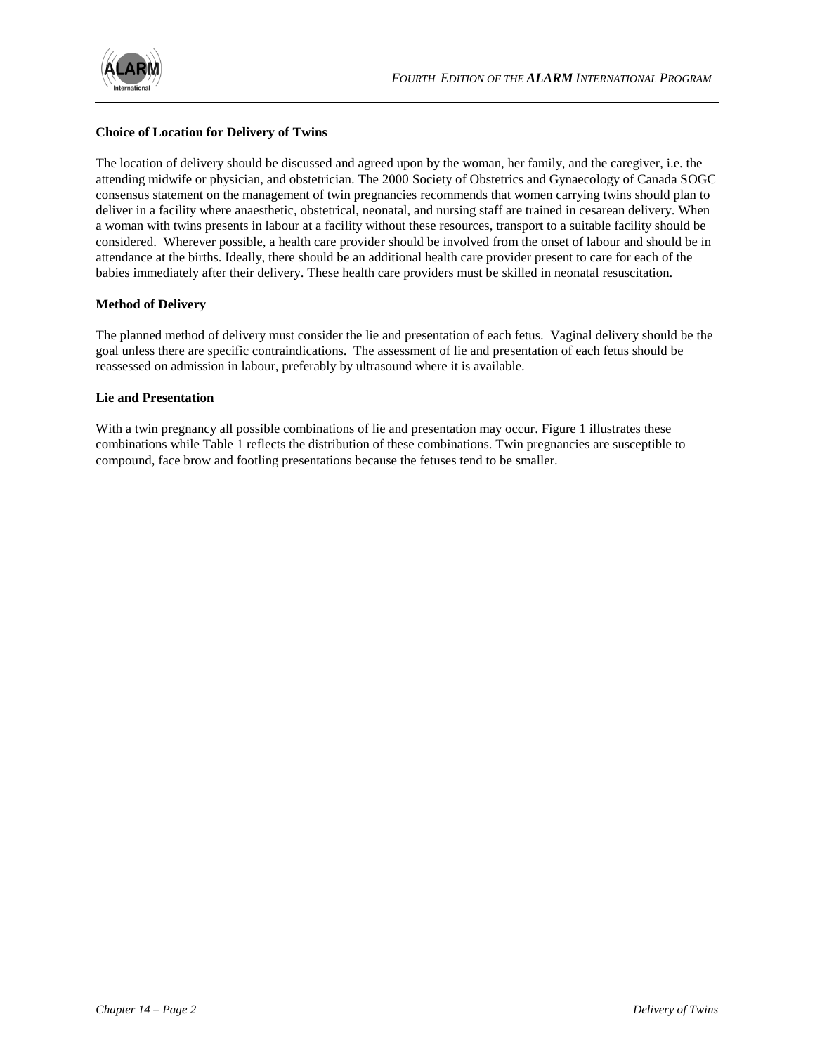**Choice of Location for Delivery of Twins**

The location of delivery should be discussed and agreed upon by the woman, her family, and the caregiver, i.e. the attending midwife or physician, and obstetrician. The 2000 Society of Obstetrics and Gynaecology of Canada SOGC consensus statement on the management of twin pregnancies recommends that women carrying twins should plan to deliver in a facility where anaesthetic, obstetrical, neonatal, and nursing staff are trained in cesarean delivery. When a woman with twins presents in labour at a facility without these resources, transport to a suitable facility should be considered. Wherever possible, a health care provider should be involved from the onset of labour and should be in attendance at the births. Ideally, there should be an additional health care provider present to care for each of the babies immediately after their delivery. These health care providers must be skilled in neonatal resuscitation.

**Method of Delivery**

The planned method of delivery must consider the lie and presentation of each fetus. Vaginal delivery should be the goal unless there are specific contraindications. The assessment of lie and presentation of each fetus should be reassessed on admission in labour, preferably by ultrasound where it is available.

**Lie and Presentation**

With a twin pregnancy all possible combinations of lie and presentation may occur. Figure 1 illustrates these combinations while Table 1 reflects the distribution of these combinations. Twin pregnancies are susceptible to compound, face brow and footling presentations because the fetuses tend to be smaller.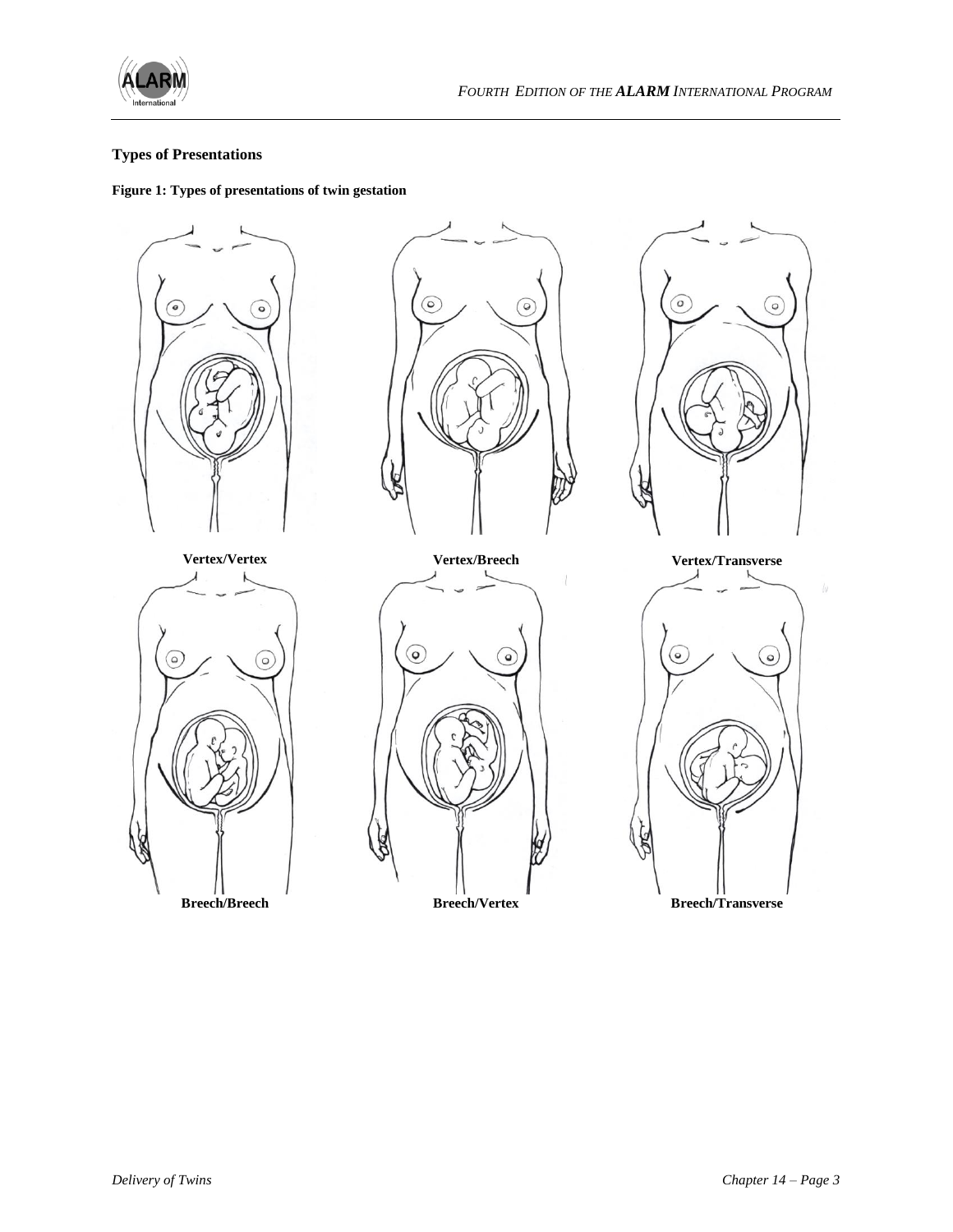### Types of Presentations

**Figure 1: Types of presentations of twin gestation**

**Vertex/Vertex**

**Vertex/Breech**

**Vertex/Transverse**

**Breech/Breech**

**Breech/Vertex**

**Breech/Transverse**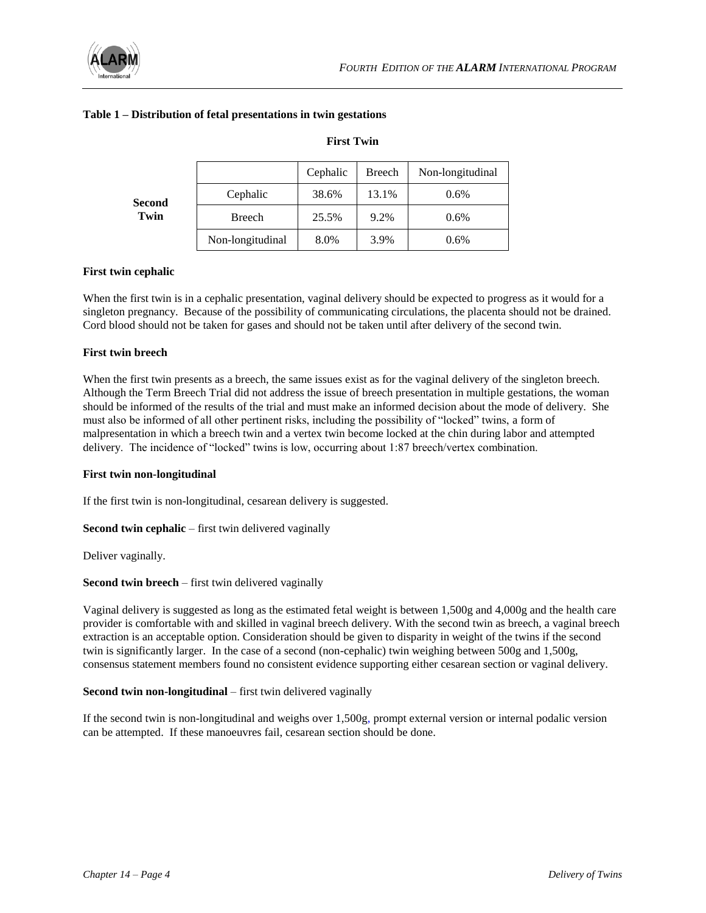**Table 1 – Distribution of fetal presentations in twin gestations**

| | | First Twin | | |
|---|---|---|---|---|
| | | Cephalic | Breech | Non-longitudinal |
| **Second Twin** | Cephalic | 38.6% | 13.1% | 0.6% |
| | Breech | 25.5% | 9.2% | 0.6% |
| | Non-longitudinal | 8.0% | 3.9% | 0.6% |

**First twin cephalic**

When the first twin is in a cephalic presentation, vaginal delivery should be expected to progress as it would for a singleton pregnancy. Because of the possibility of communicating circulations, the placenta should not be drained. Cord blood should not be taken for gases and should not be taken until after delivery of the second twin.

**First twin breech**

When the first twin presents as a breech, the same issues exist as for the vaginal delivery of the singleton breech. Although the Term Breech Trial did not address the issue of breech presentation in multiple gestations, the woman should be informed of the results of the trial and must make an informed decision about the mode of delivery. She must also be informed of all other pertinent risks, including the possibility of "locked" twins, a form of malpresentation in which a breech twin and a vertex twin become locked at the chin during labor and attempted delivery. The incidence of "locked" twins is low, occurring about 1:87 breech/vertex combination.

**First twin non-longitudinal**

If the first twin is non-longitudinal, cesarean delivery is suggested.

**Second twin cephalic** – first twin delivered vaginally

Deliver vaginally.

**Second twin breech** – first twin delivered vaginally

Vaginal delivery is suggested as long as the estimated fetal weight is between 1,500g and 4,000g and the health care provider is comfortable with and skilled in vaginal breech delivery. With the second twin as breech, a vaginal breech extraction is an acceptable option. Consideration should be given to disparity in weight of the twins if the second twin is significantly larger. In the case of a second (non-cephalic) twin weighing between 500g and 1,500g, consensus statement members found no consistent evidence supporting either cesarean section or vaginal delivery.

**Second twin non-longitudinal** – first twin delivered vaginally

If the second twin is non-longitudinal and weighs over 1,500g, prompt external version or internal podalic version can be attempted. If these manoeuvres fail, cesarean section should be done.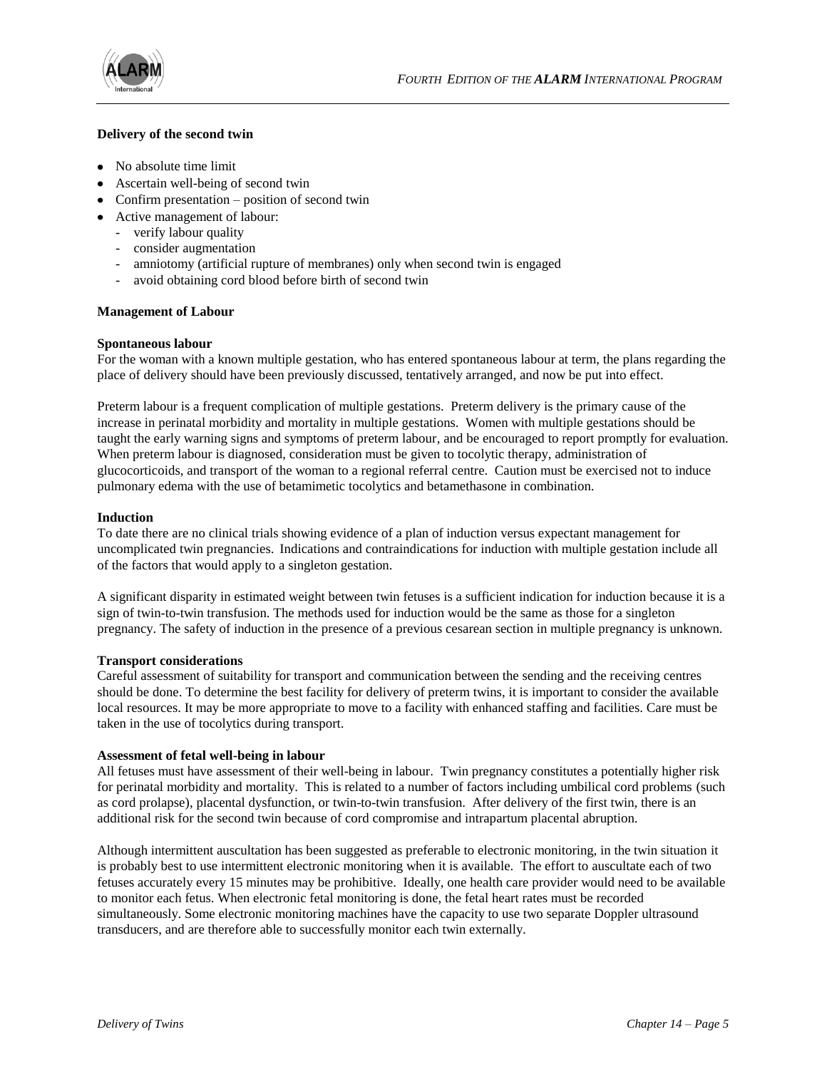**Delivery of the second twin**

- No absolute time limit
- Ascertain well-being of second twin
- Confirm presentation – position of second twin
- Active management of labour:
  - verify labour quality
  - consider augmentation
  - amniotomy (artificial rupture of membranes) only when second twin is engaged
  - avoid obtaining cord blood before birth of second twin

## Management of Labour

### Spontaneous labour

For the woman with a known multiple gestation, who has entered spontaneous labour at term, the plans regarding the place of delivery should have been previously discussed, tentatively arranged, and now be put into effect.

Preterm labour is a frequent complication of multiple gestations. Preterm delivery is the primary cause of the increase in perinatal morbidity and mortality in multiple gestations. Women with multiple gestations should be taught the early warning signs and symptoms of preterm labour, and be encouraged to report promptly for evaluation. When preterm labour is diagnosed, consideration must be given to tocolytic therapy, administration of glucocorticoids, and transport of the woman to a regional referral centre. Caution must be exercised not to induce pulmonary edema with the use of betamimetic tocolytics and betamethasone in combination.

### Induction

To date there are no clinical trials showing evidence of a plan of induction versus expectant management for uncomplicated twin pregnancies. Indications and contraindications for induction with multiple gestation include all of the factors that would apply to a singleton gestation.

A significant disparity in estimated weight between twin fetuses is a sufficient indication for induction because it is a sign of twin-to-twin transfusion. The methods used for induction would be the same as those for a singleton pregnancy. The safety of induction in the presence of a previous cesarean section in multiple pregnancy is unknown.

### Transport considerations

Careful assessment of suitability for transport and communication between the sending and the receiving centres should be done. To determine the best facility for delivery of preterm twins, it is important to consider the available local resources. It may be more appropriate to move to a facility with enhanced staffing and facilities. Care must be taken in the use of tocolytics during transport.

### Assessment of fetal well-being in labour

All fetuses must have assessment of their well-being in labour. Twin pregnancy constitutes a potentially higher risk for perinatal morbidity and mortality. This is related to a number of factors including umbilical cord problems (such as cord prolapse), placental dysfunction, or twin-to-twin transfusion. After delivery of the first twin, there is an additional risk for the second twin because of cord compromise and intrapartum placental abruption.

Although intermittent auscultation has been suggested as preferable to electronic monitoring, in the twin situation it is probably best to use intermittent electronic monitoring when it is available. The effort to auscultate each of two fetuses accurately every 15 minutes may be prohibitive. Ideally, one health care provider would need to be available to monitor each fetus. When electronic fetal monitoring is done, the fetal heart rates must be recorded simultaneously. Some electronic monitoring machines have the capacity to use two separate Doppler ultrasound transducers, and are therefore able to successfully monitor each twin externally.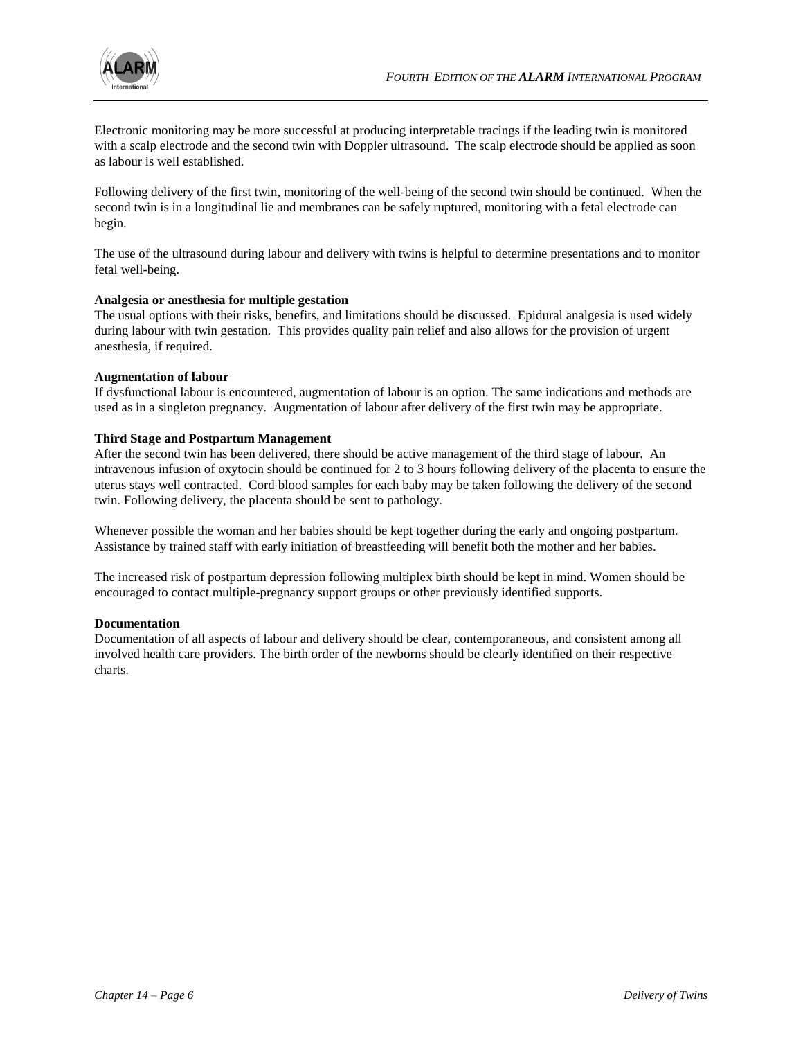Electronic monitoring may be more successful at producing interpretable tracings if the leading twin is monitored with a scalp electrode and the second twin with Doppler ultrasound. The scalp electrode should be applied as soon as labour is well established.

Following delivery of the first twin, monitoring of the well-being of the second twin should be continued. When the second twin is in a longitudinal lie and membranes can be safely ruptured, monitoring with a fetal electrode can begin.

The use of the ultrasound during labour and delivery with twins is helpful to determine presentations and to monitor fetal well-being.

**Analgesia or anesthesia for multiple gestation**

The usual options with their risks, benefits, and limitations should be discussed. Epidural analgesia is used widely during labour with twin gestation. This provides quality pain relief and also allows for the provision of urgent anesthesia, if required.

**Augmentation of labour**

If dysfunctional labour is encountered, augmentation of labour is an option. The same indications and methods are used as in a singleton pregnancy. Augmentation of labour after delivery of the first twin may be appropriate.

**Third Stage and Postpartum Management**

After the second twin has been delivered, there should be active management of the third stage of labour. An intravenous infusion of oxytocin should be continued for 2 to 3 hours following delivery of the placenta to ensure the uterus stays well contracted. Cord blood samples for each baby may be taken following the delivery of the second twin. Following delivery, the placenta should be sent to pathology.

Whenever possible the woman and her babies should be kept together during the early and ongoing postpartum. Assistance by trained staff with early initiation of breastfeeding will benefit both the mother and her babies.

The increased risk of postpartum depression following multiplex birth should be kept in mind. Women should be encouraged to contact multiple-pregnancy support groups or other previously identified supports.

**Documentation**

Documentation of all aspects of labour and delivery should be clear, contemporaneous, and consistent among all involved health care providers. The birth order of the newborns should be clearly identified on their respective charts.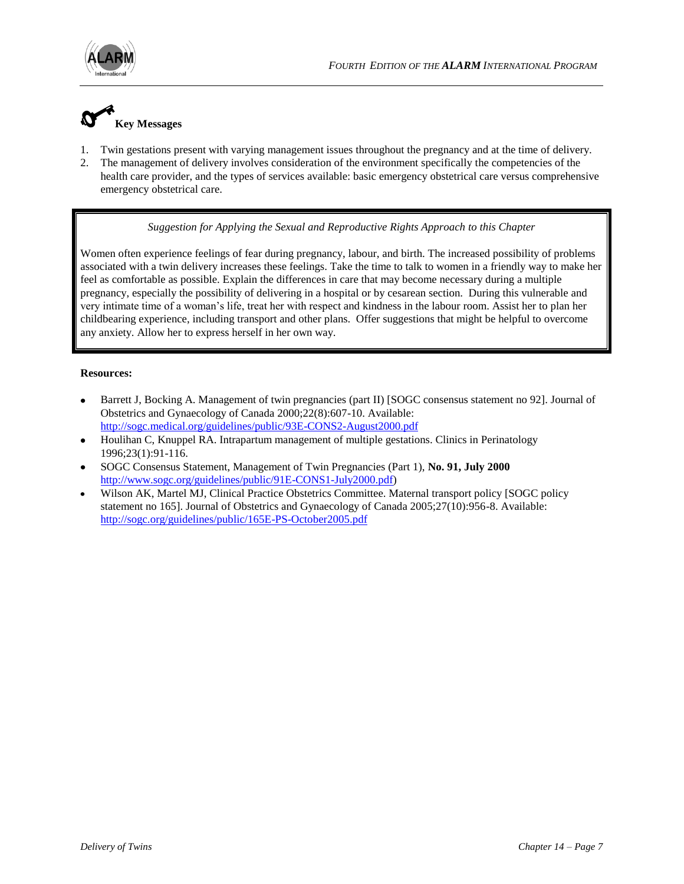## Key Messages

1. Twin gestations present with varying management issues throughout the pregnancy and at the time of delivery.
2. The management of delivery involves consideration of the environment specifically the competencies of the health care provider, and the types of services available: basic emergency obstetrical care versus comprehensive emergency obstetrical care.

> *Suggestion for Applying the Sexual and Reproductive Rights Approach to this Chapter*
>
> Women often experience feelings of fear during pregnancy, labour, and birth. The increased possibility of problems associated with a twin delivery increases these feelings. Take the time to talk to women in a friendly way to make her feel as comfortable as possible. Explain the differences in care that may become necessary during a multiple pregnancy, especially the possibility of delivering in a hospital or by cesarean section. During this vulnerable and very intimate time of a woman's life, treat her with respect and kindness in the labour room. Assist her to plan her childbearing experience, including transport and other plans. Offer suggestions that might be helpful to overcome any anxiety. Allow her to express herself in her own way.

**Resources:**

- Barrett J, Bocking A. Management of twin pregnancies (part II) [SOGC consensus statement no 92]. Journal of Obstetrics and Gynaecology of Canada 2000;22(8):607-10. Available: http://sogc.medical.org/guidelines/public/93E-CONS2-August2000.pdf
- Houlihan C, Knuppel RA. Intrapartum management of multiple gestations. Clinics in Perinatology 1996;23(1):91-116.
- SOGC Consensus Statement, Management of Twin Pregnancies (Part 1), **No. 91, July 2000** http://www.sogc.org/guidelines/public/91E-CONS1-July2000.pdf)
- Wilson AK, Martel MJ, Clinical Practice Obstetrics Committee. Maternal transport policy [SOGC policy statement no 165]. Journal of Obstetrics and Gynaecology of Canada 2005;27(10):956-8. Available: http://sogc.org/guidelines/public/165E-PS-October2005.pdf